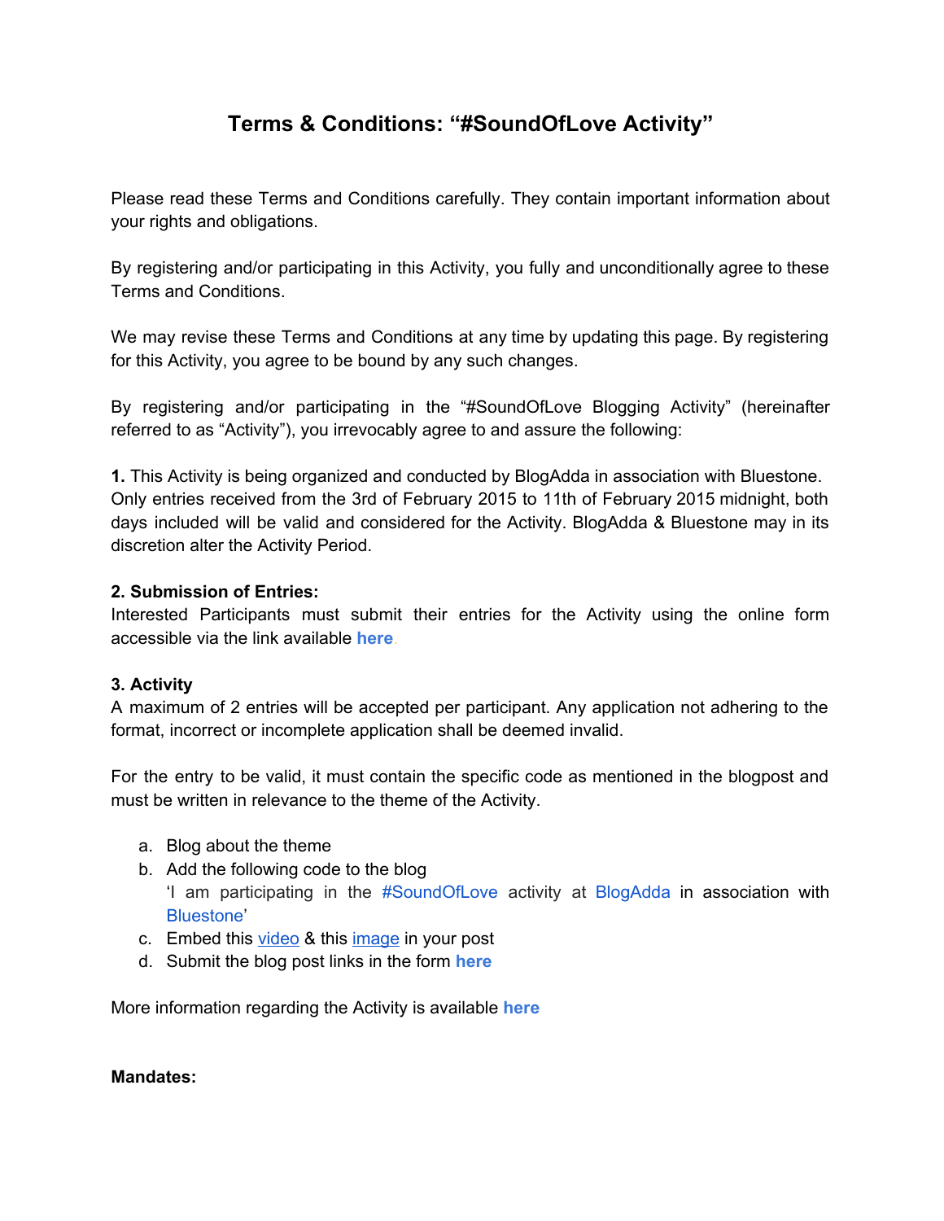# Terms & Conditions: "#SoundOfLove Activity"

Please read these Terms and Conditions carefully. They contain important information about your rights and obligations.

By registering and/or participating in this Activity, you fully and unconditionally agree to these Terms and Conditions.

We may revise these Terms and Conditions at any time by updating this page. By registering for this Activity, you agree to be bound by any such changes.

By registering and/or participating in the "#SoundOfLove Blogging Activity" (hereinafter referred to as "Activity"), you irrevocably agree to and assure the following:

**1.** This Activity is being organized and conducted by BlogAdda in association with Bluestone. Only entries received from the 3rd of February 2015 to 11th of February 2015 midnight, both days included will be valid and considered for the Activity. BlogAdda & Bluestone may in its discretion alter the Activity Period.

**2. Submission of Entries:**
Interested Participants must submit their entries for the Activity using the online form accessible via the link available **here**

**3. Activity**
A maximum of 2 entries will be accepted per participant. Any application not adhering to the format, incorrect or incomplete application shall be deemed invalid.

For the entry to be valid, it must contain the specific code as mentioned in the blogpost and must be written in relevance to the theme of the Activity.

a. Blog about the theme
b. Add the following code to the blog
   'I am participating in the #SoundOfLove activity at BlogAdda in association with Bluestone'
c. Embed this video & this image in your post
d. Submit the blog post links in the form **here**

More information regarding the Activity is available **here**

**Mandates:**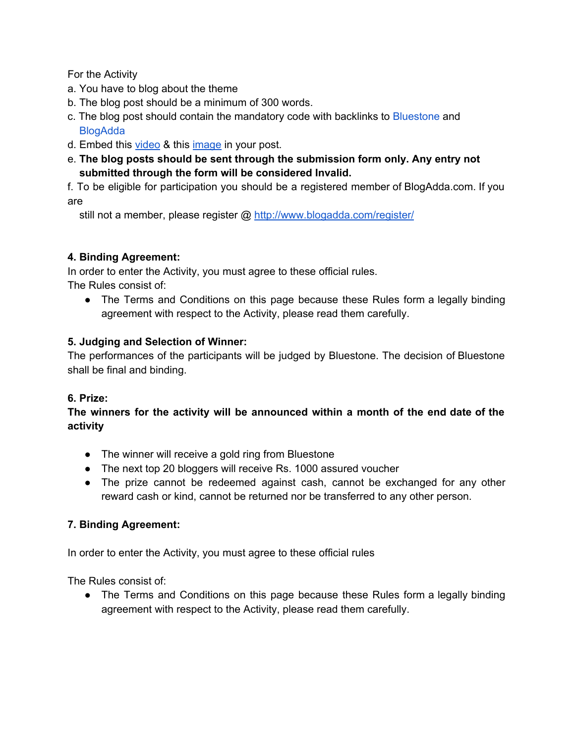For the Activity

a. You have to blog about the theme

b. The blog post should be a minimum of 300 words.

c. The blog post should contain the mandatory code with backlinks to Bluestone and BlogAdda

d. Embed this video & this image in your post.

e. **The blog posts should be sent through the submission form only. Any entry not submitted through the form will be considered Invalid.**

f. To be eligible for participation you should be a registered member of BlogAdda.com. If you are still not a member, please register @ http://www.blogadda.com/register/

**4. Binding Agreement:**

In order to enter the Activity, you must agree to these official rules.

The Rules consist of:

- The Terms and Conditions on this page because these Rules form a legally binding agreement with respect to the Activity, please read them carefully.

**5. Judging and Selection of Winner:**

The performances of the participants will be judged by Bluestone. The decision of Bluestone shall be final and binding.

**6. Prize:**

**The winners for the activity will be announced within a month of the end date of the activity**

- The winner will receive a gold ring from Bluestone
- The next top 20 bloggers will receive Rs. 1000 assured voucher
- The prize cannot be redeemed against cash, cannot be exchanged for any other reward cash or kind, cannot be returned nor be transferred to any other person.

**7. Binding Agreement:**

In order to enter the Activity, you must agree to these official rules

The Rules consist of:

- The Terms and Conditions on this page because these Rules form a legally binding agreement with respect to the Activity, please read them carefully.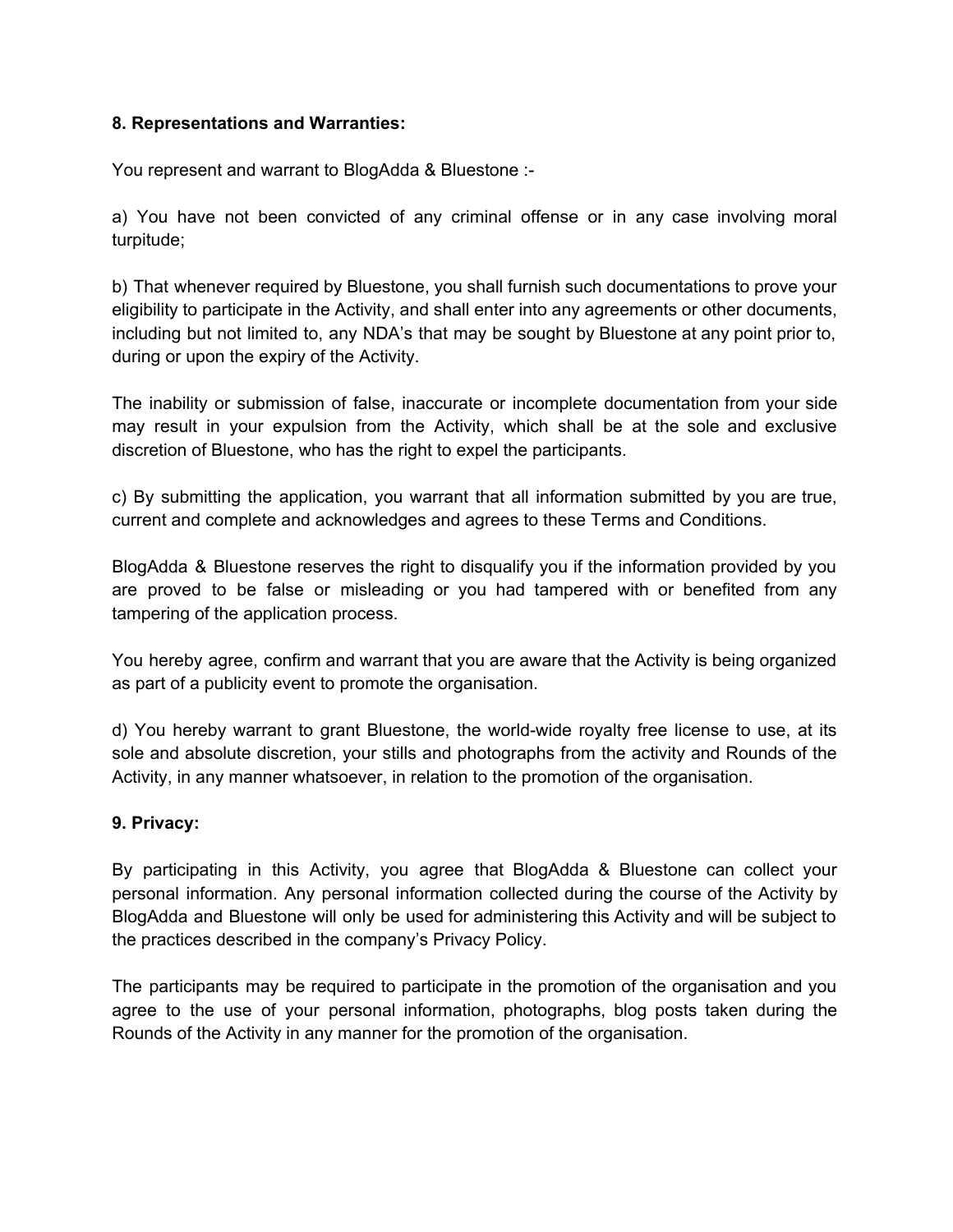**8. Representations and Warranties:**

You represent and warrant to BlogAdda & Bluestone :-

a) You have not been convicted of any criminal offense or in any case involving moral turpitude;

b) That whenever required by Bluestone, you shall furnish such documentations to prove your eligibility to participate in the Activity, and shall enter into any agreements or other documents, including but not limited to, any NDA's that may be sought by Bluestone at any point prior to, during or upon the expiry of the Activity.

The inability or submission of false, inaccurate or incomplete documentation from your side may result in your expulsion from the Activity, which shall be at the sole and exclusive discretion of Bluestone, who has the right to expel the participants.

c) By submitting the application, you warrant that all information submitted by you are true, current and complete and acknowledges and agrees to these Terms and Conditions.

BlogAdda & Bluestone reserves the right to disqualify you if the information provided by you are proved to be false or misleading or you had tampered with or benefited from any tampering of the application process.

You hereby agree, confirm and warrant that you are aware that the Activity is being organized as part of a publicity event to promote the organisation.

d) You hereby warrant to grant Bluestone, the world-wide royalty free license to use, at its sole and absolute discretion, your stills and photographs from the activity and Rounds of the Activity, in any manner whatsoever, in relation to the promotion of the organisation.

**9. Privacy:**

By participating in this Activity, you agree that BlogAdda & Bluestone can collect your personal information. Any personal information collected during the course of the Activity by BlogAdda and Bluestone will only be used for administering this Activity and will be subject to the practices described in the company's Privacy Policy.

The participants may be required to participate in the promotion of the organisation and you agree to the use of your personal information, photographs, blog posts taken during the Rounds of the Activity in any manner for the promotion of the organisation.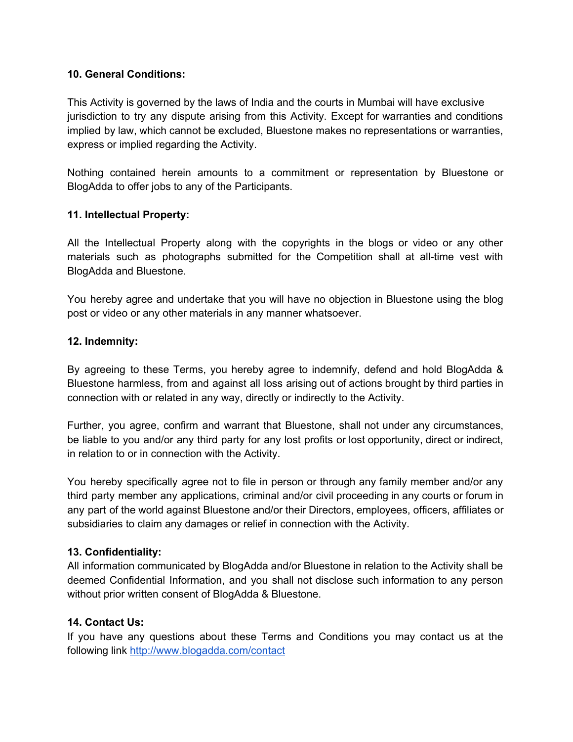**10. General Conditions:**

This Activity is governed by the laws of India and the courts in Mumbai will have exclusive jurisdiction to try any dispute arising from this Activity. Except for warranties and conditions implied by law, which cannot be excluded, Bluestone makes no representations or warranties, express or implied regarding the Activity.

Nothing contained herein amounts to a commitment or representation by Bluestone or BlogAdda to offer jobs to any of the Participants.

**11. Intellectual Property:**

All the Intellectual Property along with the copyrights in the blogs or video or any other materials such as photographs submitted for the Competition shall at all-time vest with BlogAdda and Bluestone.

You hereby agree and undertake that you will have no objection in Bluestone using the blog post or video or any other materials in any manner whatsoever.

**12. Indemnity:**

By agreeing to these Terms, you hereby agree to indemnify, defend and hold BlogAdda & Bluestone harmless, from and against all loss arising out of actions brought by third parties in connection with or related in any way, directly or indirectly to the Activity.

Further, you agree, confirm and warrant that Bluestone, shall not under any circumstances, be liable to you and/or any third party for any lost profits or lost opportunity, direct or indirect, in relation to or in connection with the Activity.

You hereby specifically agree not to file in person or through any family member and/or any third party member any applications, criminal and/or civil proceeding in any courts or forum in any part of the world against Bluestone and/or their Directors, employees, officers, affiliates or subsidiaries to claim any damages or relief in connection with the Activity.

**13. Confidentiality:**
All information communicated by BlogAdda and/or Bluestone in relation to the Activity shall be deemed Confidential Information, and you shall not disclose such information to any person without prior written consent of BlogAdda & Bluestone.

**14. Contact Us:**
If you have any questions about these Terms and Conditions you may contact us at the following link [http://www.blogadda.com/contact](http://www.blogadda.com/contact)